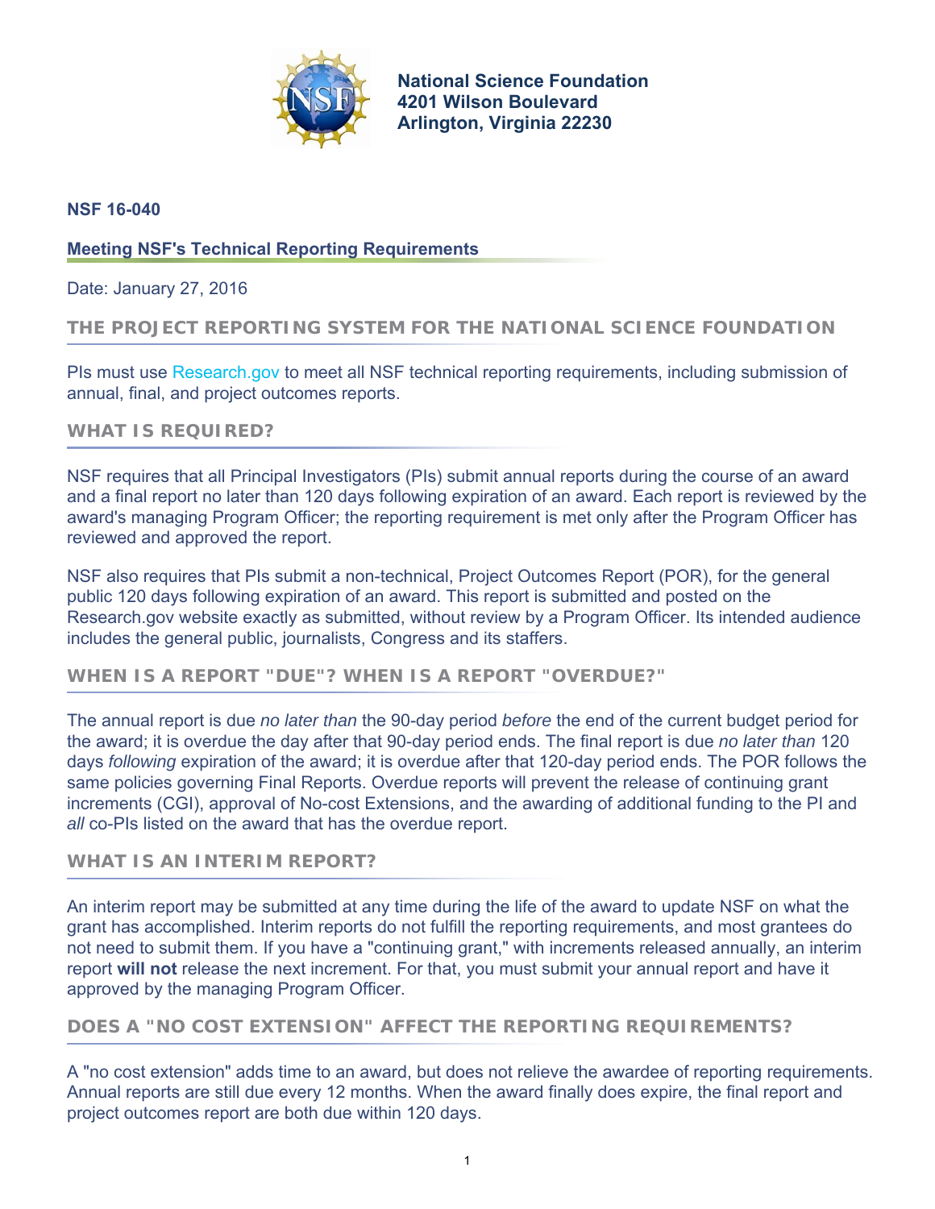**National Science Foundation**
**4201 Wilson Boulevard**
**Arlington, Virginia 22230**

**NSF 16-040**

## Meeting NSF's Technical Reporting Requirements

Date: January 27, 2016

### THE PROJECT REPORTING SYSTEM FOR THE NATIONAL SCIENCE FOUNDATION

PIs must use Research.gov to meet all NSF technical reporting requirements, including submission of annual, final, and project outcomes reports.

### WHAT IS REQUIRED?

NSF requires that all Principal Investigators (PIs) submit annual reports during the course of an award and a final report no later than 120 days following expiration of an award. Each report is reviewed by the award's managing Program Officer; the reporting requirement is met only after the Program Officer has reviewed and approved the report.

NSF also requires that PIs submit a non-technical, Project Outcomes Report (POR), for the general public 120 days following expiration of an award. This report is submitted and posted on the Research.gov website exactly as submitted, without review by a Program Officer. Its intended audience includes the general public, journalists, Congress and its staffers.

### WHEN IS A REPORT "DUE"? WHEN IS A REPORT "OVERDUE?"

The annual report is due *no later than* the 90-day period *before* the end of the current budget period for the award; it is overdue the day after that 90-day period ends. The final report is due *no later than* 120 days *following* expiration of the award; it is overdue after that 120-day period ends. The POR follows the same policies governing Final Reports. Overdue reports will prevent the release of continuing grant increments (CGI), approval of No-cost Extensions, and the awarding of additional funding to the PI and *all* co-PIs listed on the award that has the overdue report.

### WHAT IS AN INTERIM REPORT?

An interim report may be submitted at any time during the life of the award to update NSF on what the grant has accomplished. Interim reports do not fulfill the reporting requirements, and most grantees do not need to submit them. If you have a "continuing grant," with increments released annually, an interim report **will not** release the next increment. For that, you must submit your annual report and have it approved by the managing Program Officer.

### DOES A "NO COST EXTENSION" AFFECT THE REPORTING REQUIREMENTS?

A "no cost extension" adds time to an award, but does not relieve the awardee of reporting requirements. Annual reports are still due every 12 months. When the award finally does expire, the final report and project outcomes report are both due within 120 days.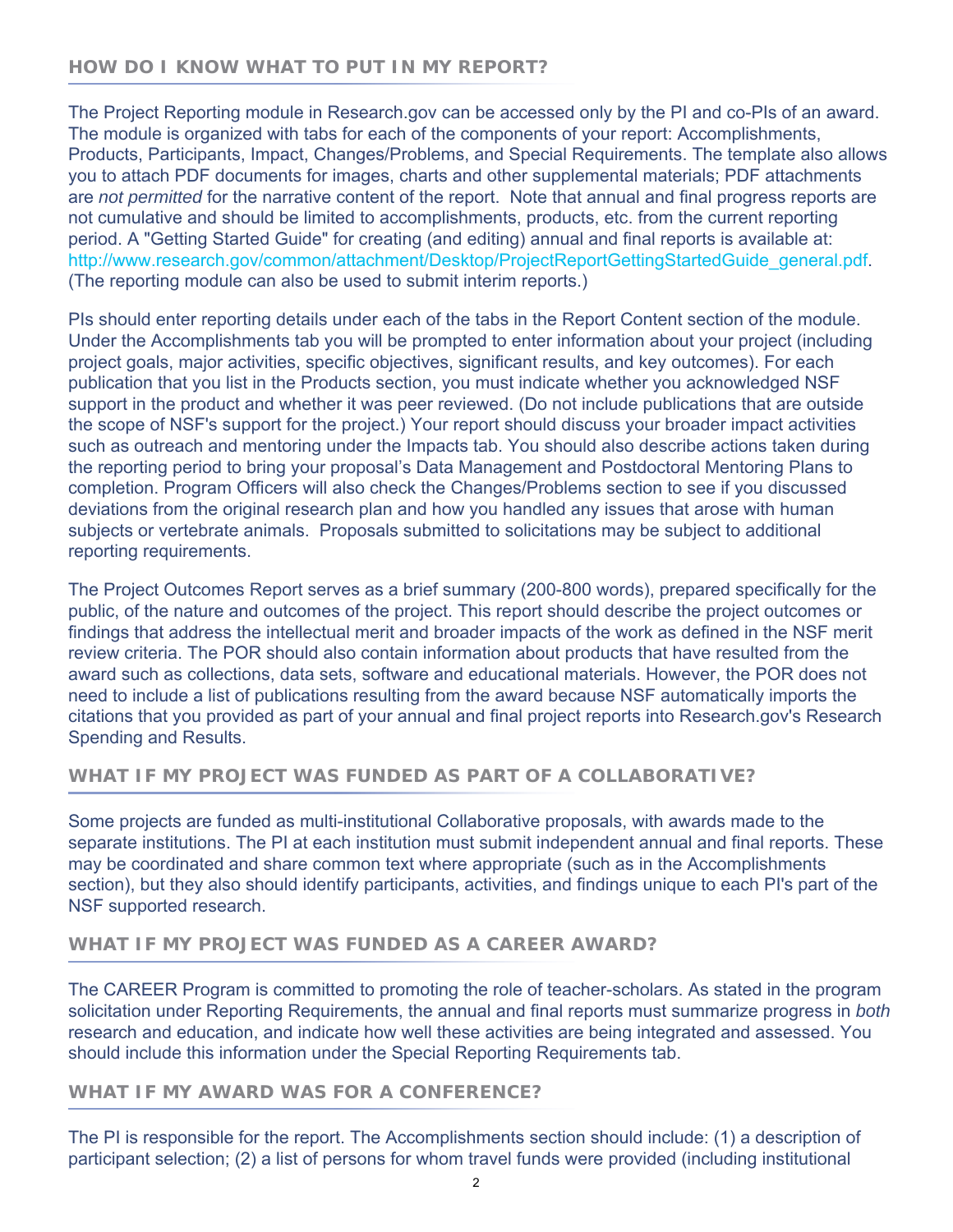## HOW DO I KNOW WHAT TO PUT IN MY REPORT?

The Project Reporting module in Research.gov can be accessed only by the PI and co-PIs of an award. The module is organized with tabs for each of the components of your report: Accomplishments, Products, Participants, Impact, Changes/Problems, and Special Requirements. The template also allows you to attach PDF documents for images, charts and other supplemental materials; PDF attachments are *not permitted* for the narrative content of the report. Note that annual and final progress reports are not cumulative and should be limited to accomplishments, products, etc. from the current reporting period. A "Getting Started Guide" for creating (and editing) annual and final reports is available at: http://www.research.gov/common/attachment/Desktop/ProjectReportGettingStartedGuide_general.pdf. (The reporting module can also be used to submit interim reports.)

PIs should enter reporting details under each of the tabs in the Report Content section of the module. Under the Accomplishments tab you will be prompted to enter information about your project (including project goals, major activities, specific objectives, significant results, and key outcomes). For each publication that you list in the Products section, you must indicate whether you acknowledged NSF support in the product and whether it was peer reviewed. (Do not include publications that are outside the scope of NSF's support for the project.) Your report should discuss your broader impact activities such as outreach and mentoring under the Impacts tab. You should also describe actions taken during the reporting period to bring your proposal's Data Management and Postdoctoral Mentoring Plans to completion. Program Officers will also check the Changes/Problems section to see if you discussed deviations from the original research plan and how you handled any issues that arose with human subjects or vertebrate animals. Proposals submitted to solicitations may be subject to additional reporting requirements.

The Project Outcomes Report serves as a brief summary (200-800 words), prepared specifically for the public, of the nature and outcomes of the project. This report should describe the project outcomes or findings that address the intellectual merit and broader impacts of the work as defined in the NSF merit review criteria. The POR should also contain information about products that have resulted from the award such as collections, data sets, software and educational materials. However, the POR does not need to include a list of publications resulting from the award because NSF automatically imports the citations that you provided as part of your annual and final project reports into Research.gov's Research Spending and Results.

## WHAT IF MY PROJECT WAS FUNDED AS PART OF A COLLABORATIVE?

Some projects are funded as multi-institutional Collaborative proposals, with awards made to the separate institutions. The PI at each institution must submit independent annual and final reports. These may be coordinated and share common text where appropriate (such as in the Accomplishments section), but they also should identify participants, activities, and findings unique to each PI's part of the NSF supported research.

## WHAT IF MY PROJECT WAS FUNDED AS A CAREER AWARD?

The CAREER Program is committed to promoting the role of teacher-scholars. As stated in the program solicitation under Reporting Requirements, the annual and final reports must summarize progress in *both* research and education, and indicate how well these activities are being integrated and assessed. You should include this information under the Special Reporting Requirements tab.

## WHAT IF MY AWARD WAS FOR A CONFERENCE?

The PI is responsible for the report. The Accomplishments section should include: (1) a description of participant selection; (2) a list of persons for whom travel funds were provided (including institutional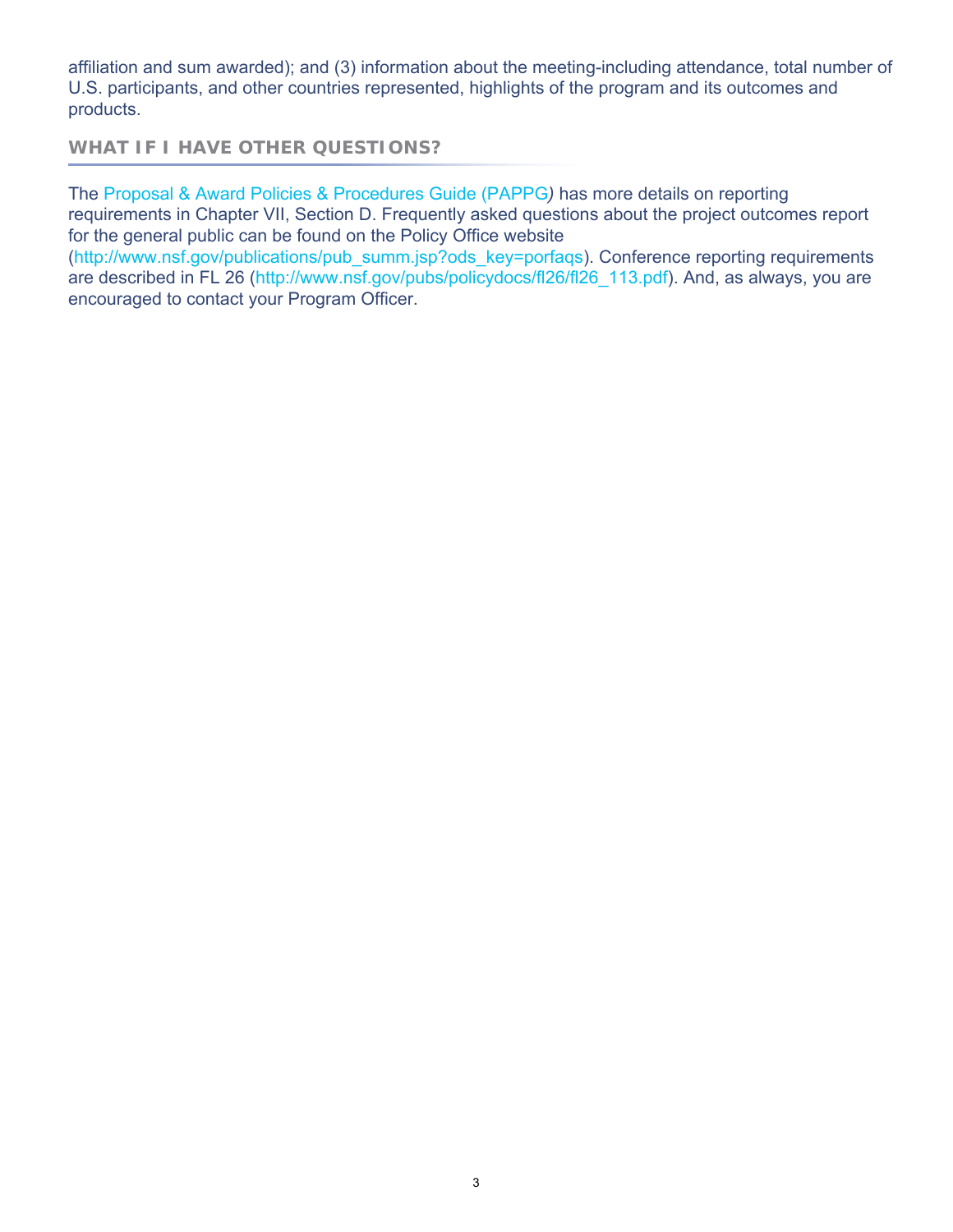affiliation and sum awarded); and (3) information about the meeting-including attendance, total number of U.S. participants, and other countries represented, highlights of the program and its outcomes and products.

## WHAT IF I HAVE OTHER QUESTIONS?

The Proposal & Award Policies & Procedures Guide (PAPPG) has more details on reporting requirements in Chapter VII, Section D. Frequently asked questions about the project outcomes report for the general public can be found on the Policy Office website (http://www.nsf.gov/publications/pub_summ.jsp?ods_key=porfaqs). Conference reporting requirements are described in FL 26 (http://www.nsf.gov/pubs/policydocs/fl26/fl26_113.pdf). And, as always, you are encouraged to contact your Program Officer.